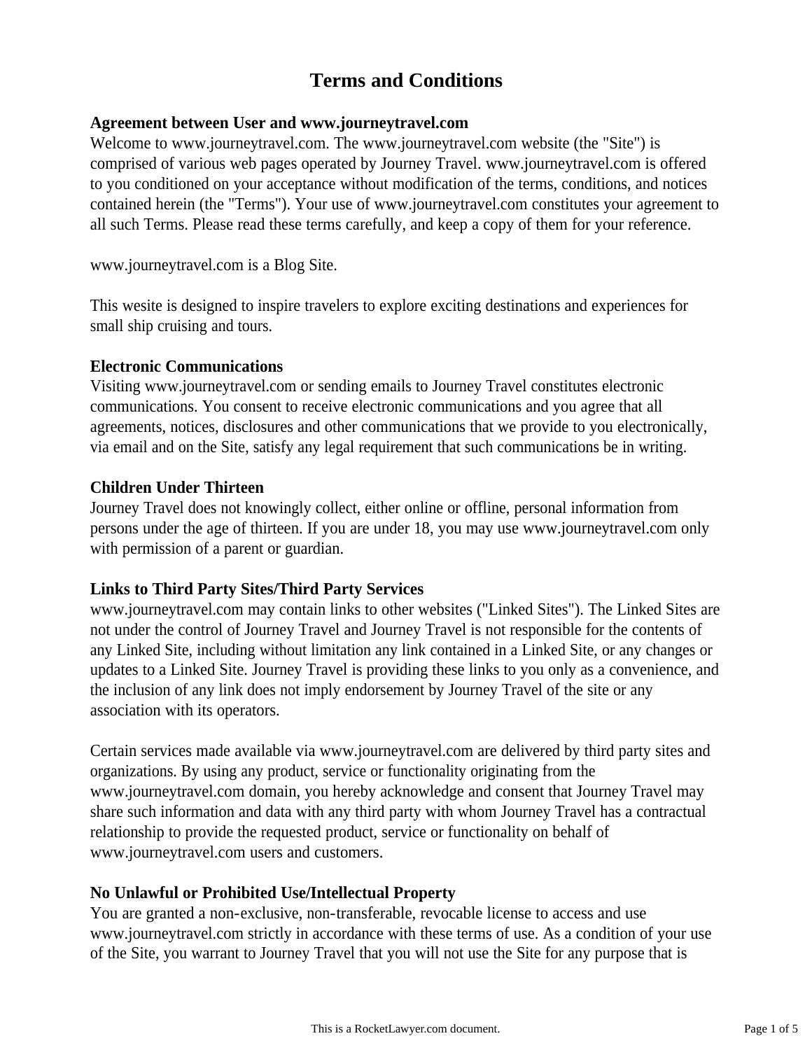# Terms and Conditions

**Agreement between User and www.journeytravel.com**

Welcome to www.journeytravel.com. The www.journeytravel.com website (the "Site") is comprised of various web pages operated by Journey Travel. www.journeytravel.com is offered to you conditioned on your acceptance without modification of the terms, conditions, and notices contained herein (the "Terms"). Your use of www.journeytravel.com constitutes your agreement to all such Terms. Please read these terms carefully, and keep a copy of them for your reference.

www.journeytravel.com is a Blog Site.

This wesite is designed to inspire travelers to explore exciting destinations and experiences for small ship cruising and tours.

**Electronic Communications**

Visiting www.journeytravel.com or sending emails to Journey Travel constitutes electronic communications. You consent to receive electronic communications and you agree that all agreements, notices, disclosures and other communications that we provide to you electronically, via email and on the Site, satisfy any legal requirement that such communications be in writing.

**Children Under Thirteen**

Journey Travel does not knowingly collect, either online or offline, personal information from persons under the age of thirteen. If you are under 18, you may use www.journeytravel.com only with permission of a parent or guardian.

**Links to Third Party Sites/Third Party Services**

www.journeytravel.com may contain links to other websites ("Linked Sites"). The Linked Sites are not under the control of Journey Travel and Journey Travel is not responsible for the contents of any Linked Site, including without limitation any link contained in a Linked Site, or any changes or updates to a Linked Site. Journey Travel is providing these links to you only as a convenience, and the inclusion of any link does not imply endorsement by Journey Travel of the site or any association with its operators.

Certain services made available via www.journeytravel.com are delivered by third party sites and organizations. By using any product, service or functionality originating from the www.journeytravel.com domain, you hereby acknowledge and consent that Journey Travel may share such information and data with any third party with whom Journey Travel has a contractual relationship to provide the requested product, service or functionality on behalf of www.journeytravel.com users and customers.

**No Unlawful or Prohibited Use/Intellectual Property**

You are granted a non-exclusive, non-transferable, revocable license to access and use www.journeytravel.com strictly in accordance with these terms of use. As a condition of your use of the Site, you warrant to Journey Travel that you will not use the Site for any purpose that is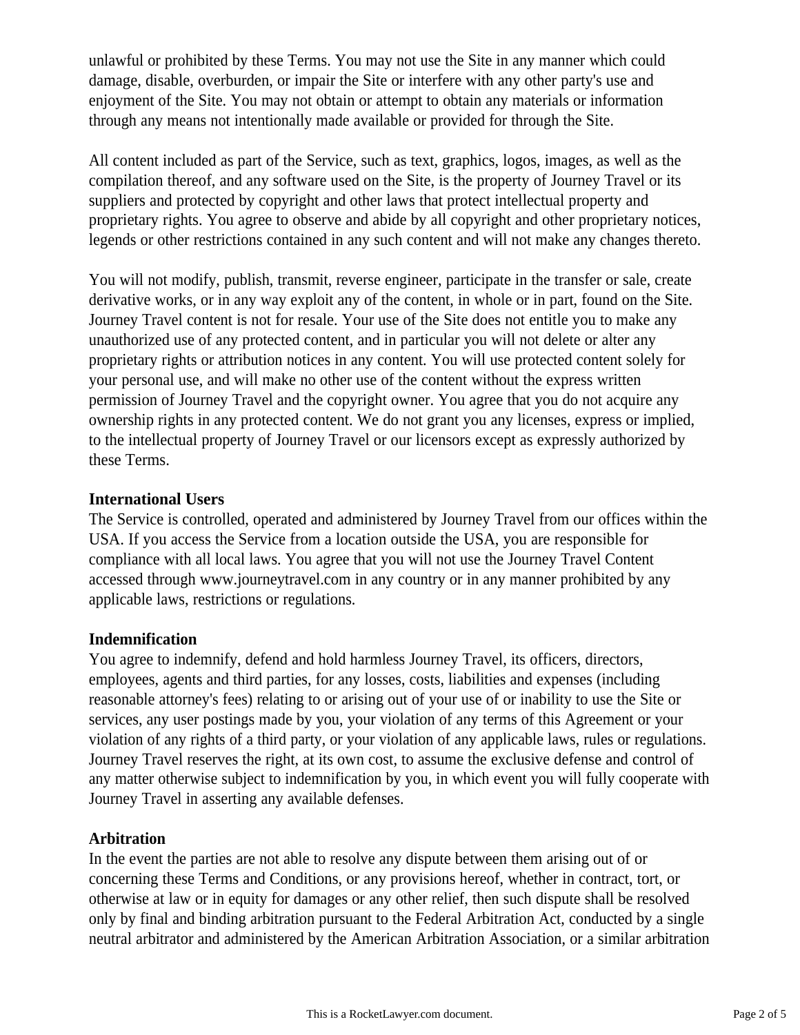unlawful or prohibited by these Terms. You may not use the Site in any manner which could damage, disable, overburden, or impair the Site or interfere with any other party's use and enjoyment of the Site. You may not obtain or attempt to obtain any materials or information through any means not intentionally made available or provided for through the Site.

All content included as part of the Service, such as text, graphics, logos, images, as well as the compilation thereof, and any software used on the Site, is the property of Journey Travel or its suppliers and protected by copyright and other laws that protect intellectual property and proprietary rights. You agree to observe and abide by all copyright and other proprietary notices, legends or other restrictions contained in any such content and will not make any changes thereto.

You will not modify, publish, transmit, reverse engineer, participate in the transfer or sale, create derivative works, or in any way exploit any of the content, in whole or in part, found on the Site. Journey Travel content is not for resale. Your use of the Site does not entitle you to make any unauthorized use of any protected content, and in particular you will not delete or alter any proprietary rights or attribution notices in any content. You will use protected content solely for your personal use, and will make no other use of the content without the express written permission of Journey Travel and the copyright owner. You agree that you do not acquire any ownership rights in any protected content. We do not grant you any licenses, express or implied, to the intellectual property of Journey Travel or our licensors except as expressly authorized by these Terms.

**International Users**
The Service is controlled, operated and administered by Journey Travel from our offices within the USA. If you access the Service from a location outside the USA, you are responsible for compliance with all local laws. You agree that you will not use the Journey Travel Content accessed through www.journeytravel.com in any country or in any manner prohibited by any applicable laws, restrictions or regulations.

**Indemnification**
You agree to indemnify, defend and hold harmless Journey Travel, its officers, directors, employees, agents and third parties, for any losses, costs, liabilities and expenses (including reasonable attorney's fees) relating to or arising out of your use of or inability to use the Site or services, any user postings made by you, your violation of any terms of this Agreement or your violation of any rights of a third party, or your violation of any applicable laws, rules or regulations. Journey Travel reserves the right, at its own cost, to assume the exclusive defense and control of any matter otherwise subject to indemnification by you, in which event you will fully cooperate with Journey Travel in asserting any available defenses.

**Arbitration**
In the event the parties are not able to resolve any dispute between them arising out of or concerning these Terms and Conditions, or any provisions hereof, whether in contract, tort, or otherwise at law or in equity for damages or any other relief, then such dispute shall be resolved only by final and binding arbitration pursuant to the Federal Arbitration Act, conducted by a single neutral arbitrator and administered by the American Arbitration Association, or a similar arbitration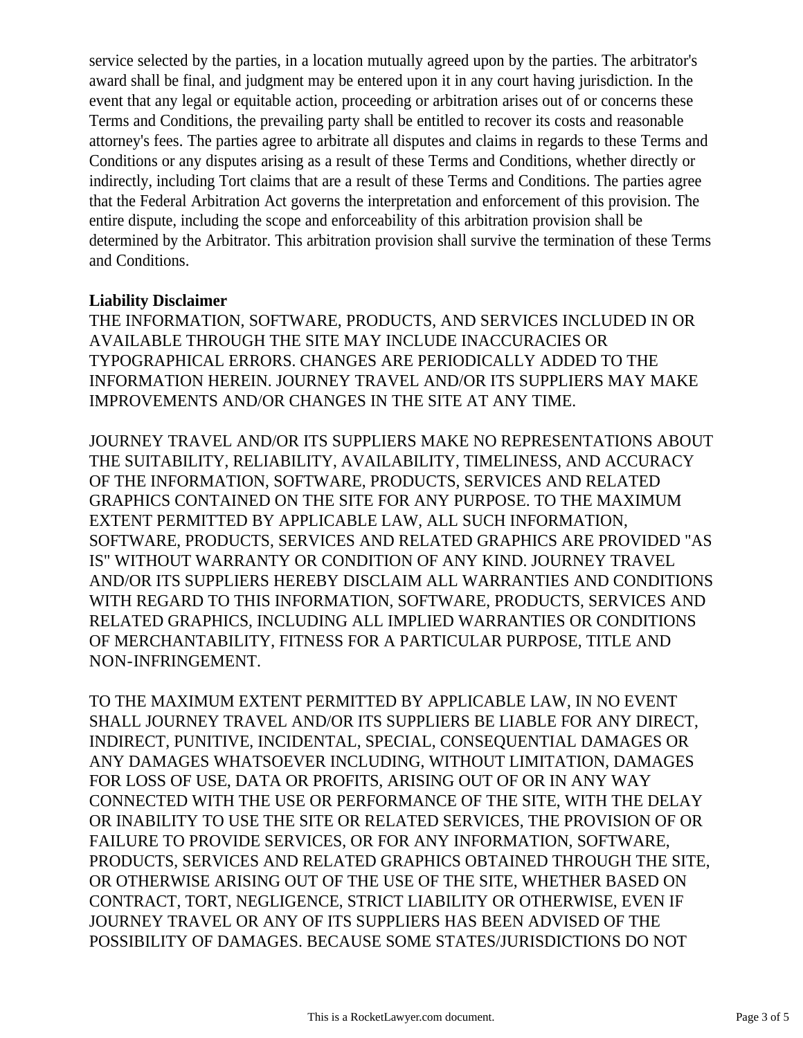service selected by the parties, in a location mutually agreed upon by the parties. The arbitrator's award shall be final, and judgment may be entered upon it in any court having jurisdiction. In the event that any legal or equitable action, proceeding or arbitration arises out of or concerns these Terms and Conditions, the prevailing party shall be entitled to recover its costs and reasonable attorney's fees. The parties agree to arbitrate all disputes and claims in regards to these Terms and Conditions or any disputes arising as a result of these Terms and Conditions, whether directly or indirectly, including Tort claims that are a result of these Terms and Conditions. The parties agree that the Federal Arbitration Act governs the interpretation and enforcement of this provision. The entire dispute, including the scope and enforceability of this arbitration provision shall be determined by the Arbitrator. This arbitration provision shall survive the termination of these Terms and Conditions.

**Liability Disclaimer**

THE INFORMATION, SOFTWARE, PRODUCTS, AND SERVICES INCLUDED IN OR AVAILABLE THROUGH THE SITE MAY INCLUDE INACCURACIES OR TYPOGRAPHICAL ERRORS. CHANGES ARE PERIODICALLY ADDED TO THE INFORMATION HEREIN. JOURNEY TRAVEL AND/OR ITS SUPPLIERS MAY MAKE IMPROVEMENTS AND/OR CHANGES IN THE SITE AT ANY TIME.

JOURNEY TRAVEL AND/OR ITS SUPPLIERS MAKE NO REPRESENTATIONS ABOUT THE SUITABILITY, RELIABILITY, AVAILABILITY, TIMELINESS, AND ACCURACY OF THE INFORMATION, SOFTWARE, PRODUCTS, SERVICES AND RELATED GRAPHICS CONTAINED ON THE SITE FOR ANY PURPOSE. TO THE MAXIMUM EXTENT PERMITTED BY APPLICABLE LAW, ALL SUCH INFORMATION, SOFTWARE, PRODUCTS, SERVICES AND RELATED GRAPHICS ARE PROVIDED "AS IS" WITHOUT WARRANTY OR CONDITION OF ANY KIND. JOURNEY TRAVEL AND/OR ITS SUPPLIERS HEREBY DISCLAIM ALL WARRANTIES AND CONDITIONS WITH REGARD TO THIS INFORMATION, SOFTWARE, PRODUCTS, SERVICES AND RELATED GRAPHICS, INCLUDING ALL IMPLIED WARRANTIES OR CONDITIONS OF MERCHANTABILITY, FITNESS FOR A PARTICULAR PURPOSE, TITLE AND NON-INFRINGEMENT.

TO THE MAXIMUM EXTENT PERMITTED BY APPLICABLE LAW, IN NO EVENT SHALL JOURNEY TRAVEL AND/OR ITS SUPPLIERS BE LIABLE FOR ANY DIRECT, INDIRECT, PUNITIVE, INCIDENTAL, SPECIAL, CONSEQUENTIAL DAMAGES OR ANY DAMAGES WHATSOEVER INCLUDING, WITHOUT LIMITATION, DAMAGES FOR LOSS OF USE, DATA OR PROFITS, ARISING OUT OF OR IN ANY WAY CONNECTED WITH THE USE OR PERFORMANCE OF THE SITE, WITH THE DELAY OR INABILITY TO USE THE SITE OR RELATED SERVICES, THE PROVISION OF OR FAILURE TO PROVIDE SERVICES, OR FOR ANY INFORMATION, SOFTWARE, PRODUCTS, SERVICES AND RELATED GRAPHICS OBTAINED THROUGH THE SITE, OR OTHERWISE ARISING OUT OF THE USE OF THE SITE, WHETHER BASED ON CONTRACT, TORT, NEGLIGENCE, STRICT LIABILITY OR OTHERWISE, EVEN IF JOURNEY TRAVEL OR ANY OF ITS SUPPLIERS HAS BEEN ADVISED OF THE POSSIBILITY OF DAMAGES. BECAUSE SOME STATES/JURISDICTIONS DO NOT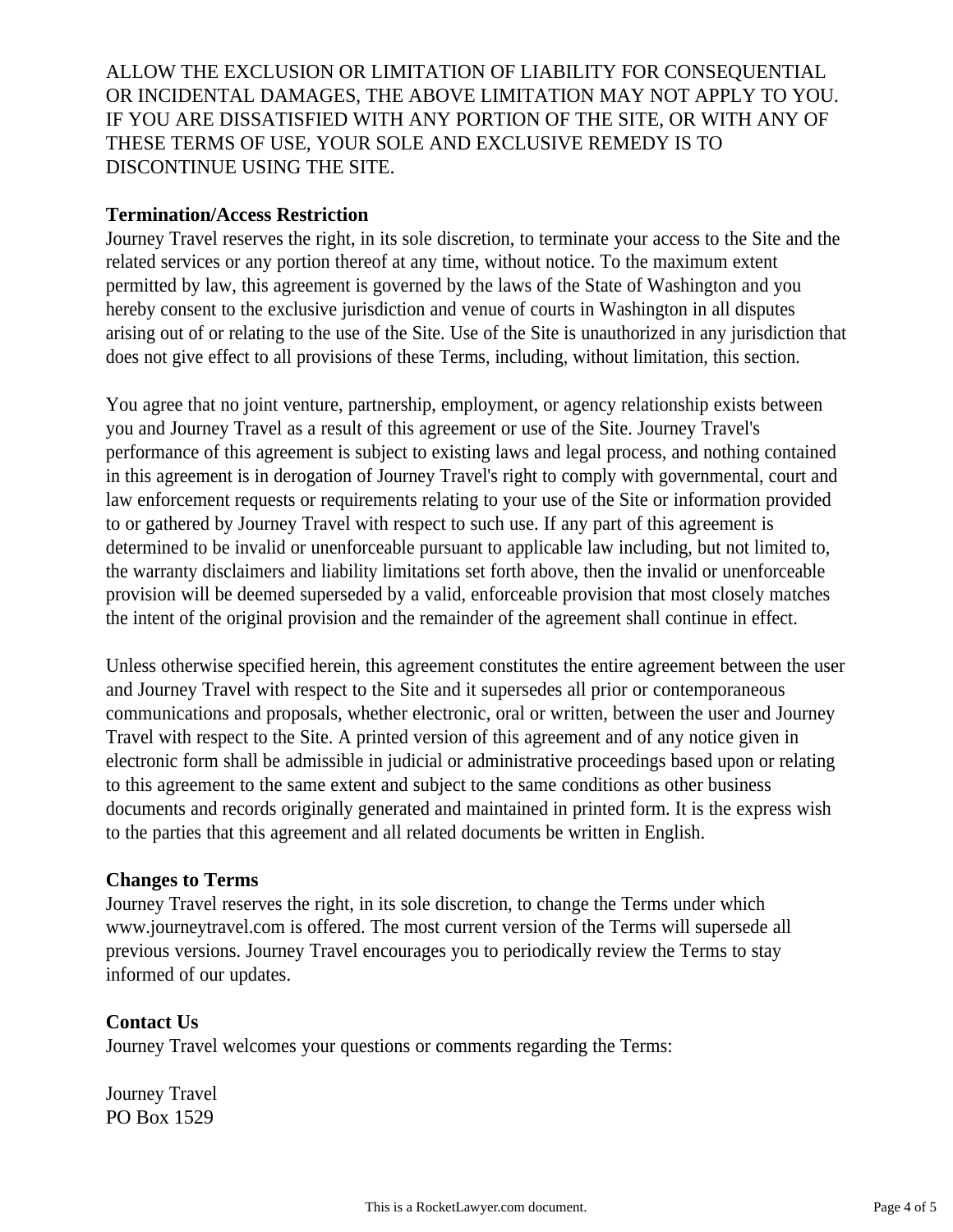ALLOW THE EXCLUSION OR LIMITATION OF LIABILITY FOR CONSEQUENTIAL OR INCIDENTAL DAMAGES, THE ABOVE LIMITATION MAY NOT APPLY TO YOU. IF YOU ARE DISSATISFIED WITH ANY PORTION OF THE SITE, OR WITH ANY OF THESE TERMS OF USE, YOUR SOLE AND EXCLUSIVE REMEDY IS TO DISCONTINUE USING THE SITE.

**Termination/Access Restriction**
Journey Travel reserves the right, in its sole discretion, to terminate your access to the Site and the related services or any portion thereof at any time, without notice. To the maximum extent permitted by law, this agreement is governed by the laws of the State of Washington and you hereby consent to the exclusive jurisdiction and venue of courts in Washington in all disputes arising out of or relating to the use of the Site. Use of the Site is unauthorized in any jurisdiction that does not give effect to all provisions of these Terms, including, without limitation, this section.

You agree that no joint venture, partnership, employment, or agency relationship exists between you and Journey Travel as a result of this agreement or use of the Site. Journey Travel's performance of this agreement is subject to existing laws and legal process, and nothing contained in this agreement is in derogation of Journey Travel's right to comply with governmental, court and law enforcement requests or requirements relating to your use of the Site or information provided to or gathered by Journey Travel with respect to such use. If any part of this agreement is determined to be invalid or unenforceable pursuant to applicable law including, but not limited to, the warranty disclaimers and liability limitations set forth above, then the invalid or unenforceable provision will be deemed superseded by a valid, enforceable provision that most closely matches the intent of the original provision and the remainder of the agreement shall continue in effect.

Unless otherwise specified herein, this agreement constitutes the entire agreement between the user and Journey Travel with respect to the Site and it supersedes all prior or contemporaneous communications and proposals, whether electronic, oral or written, between the user and Journey Travel with respect to the Site. A printed version of this agreement and of any notice given in electronic form shall be admissible in judicial or administrative proceedings based upon or relating to this agreement to the same extent and subject to the same conditions as other business documents and records originally generated and maintained in printed form. It is the express wish to the parties that this agreement and all related documents be written in English.

**Changes to Terms**
Journey Travel reserves the right, in its sole discretion, to change the Terms under which www.journeytravel.com is offered. The most current version of the Terms will supersede all previous versions. Journey Travel encourages you to periodically review the Terms to stay informed of our updates.

**Contact Us**
Journey Travel welcomes your questions or comments regarding the Terms:

Journey Travel
PO Box 1529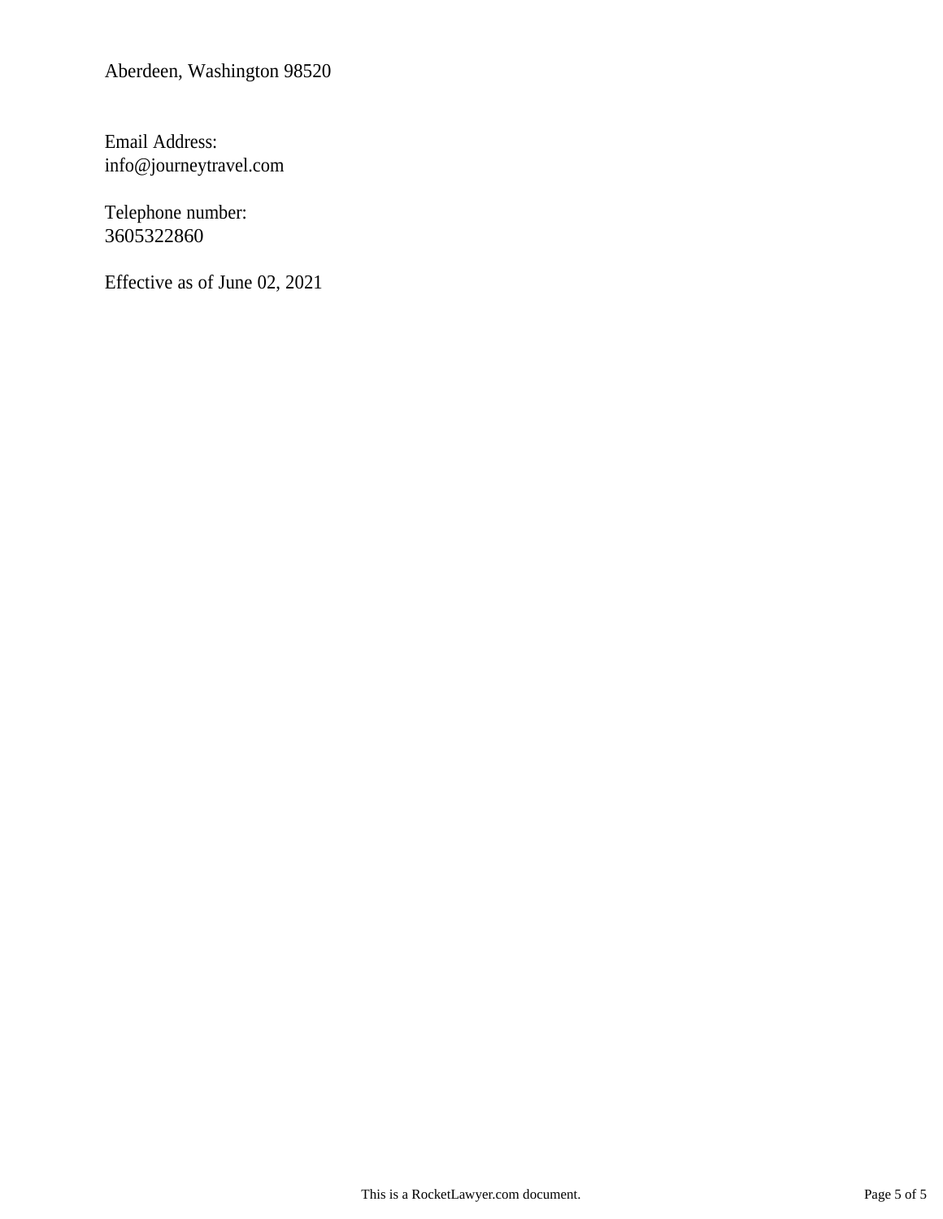Aberdeen, Washington 98520

Email Address:
info@journeytravel.com

Telephone number:
3605322860

Effective as of June 02, 2021